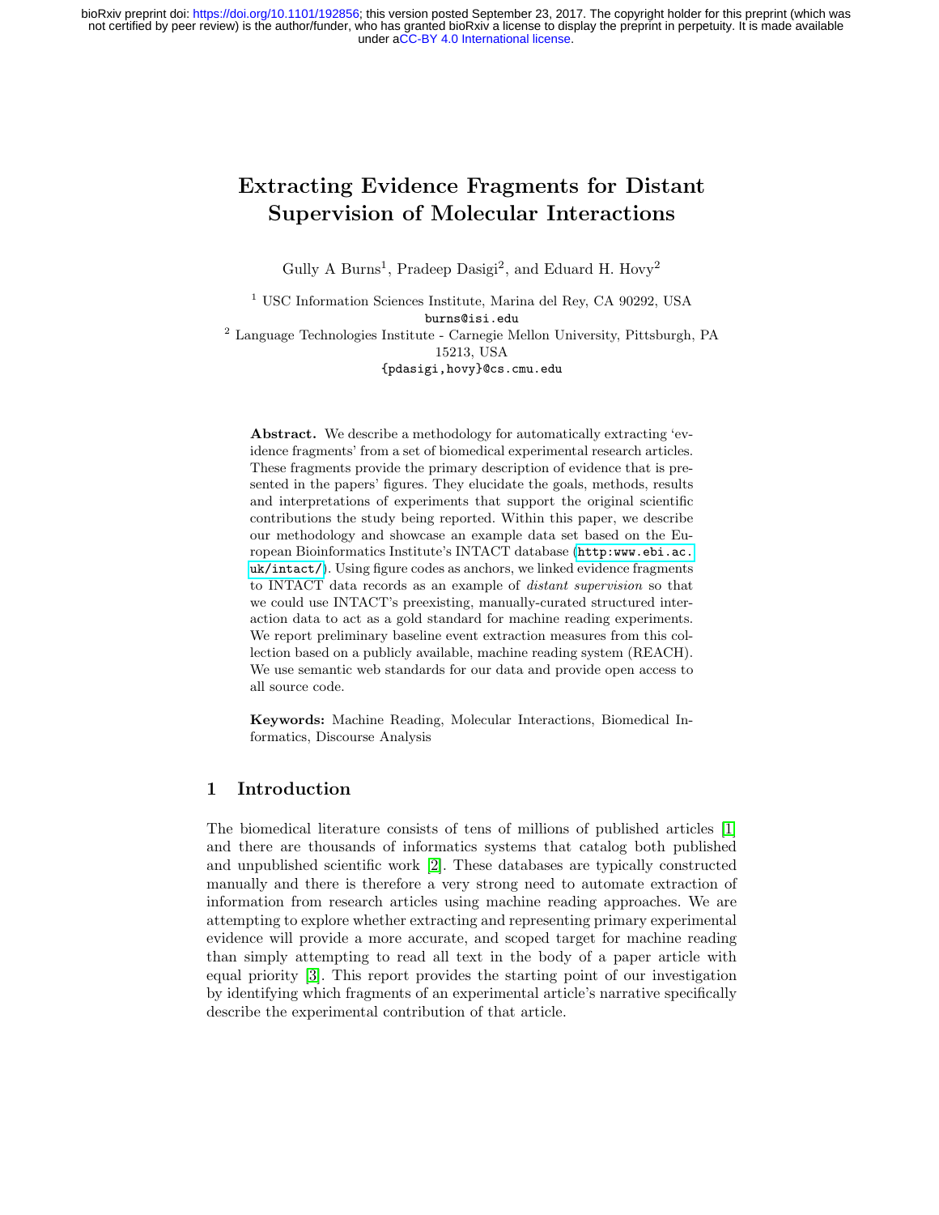# Extracting Evidence Fragments for Distant Supervision of Molecular Interactions

Gully A Burns[1], Pradeep Dasigi[2], and Eduard H. Hovy[2]

[1] USC Information Sciences Institute, Marina del Rey, CA 90292, USA
burns@isi.edu

[2] Language Technologies Institute - Carnegie Mellon University, Pittsburgh, PA 15213, USA
{pdasigi,hovy}@cs.cmu.edu

**Abstract.** We describe a methodology for automatically extracting 'evidence fragments' from a set of biomedical experimental research articles. These fragments provide the primary description of evidence that is presented in the papers' figures. They elucidate the goals, methods, results and interpretations of experiments that support the original scientific contributions the study being reported. Within this paper, we describe our methodology and showcase an example data set based on the European Bioinformatics Institute's INTACT database (http:www.ebi.ac.uk/intact/). Using figure codes as anchors, we linked evidence fragments to INTACT data records as an example of *distant supervision* so that we could use INTACT's preexisting, manually-curated structured interaction data to act as a gold standard for machine reading experiments. We report preliminary baseline event extraction measures from this collection based on a publicly available, machine reading system (REACH). We use semantic web standards for our data and provide open access to all source code.

**Keywords:** Machine Reading, Molecular Interactions, Biomedical Informatics, Discourse Analysis

## 1 Introduction

The biomedical literature consists of tens of millions of published articles [1] and there are thousands of informatics systems that catalog both published and unpublished scientific work [2]. These databases are typically constructed manually and there is therefore a very strong need to automate extraction of information from research articles using machine reading approaches. We are attempting to explore whether extracting and representing primary experimental evidence will provide a more accurate, and scoped target for machine reading than simply attempting to read all text in the body of a paper article with equal priority [3]. This report provides the starting point of our investigation by identifying which fragments of an experimental article's narrative specifically describe the experimental contribution of that article.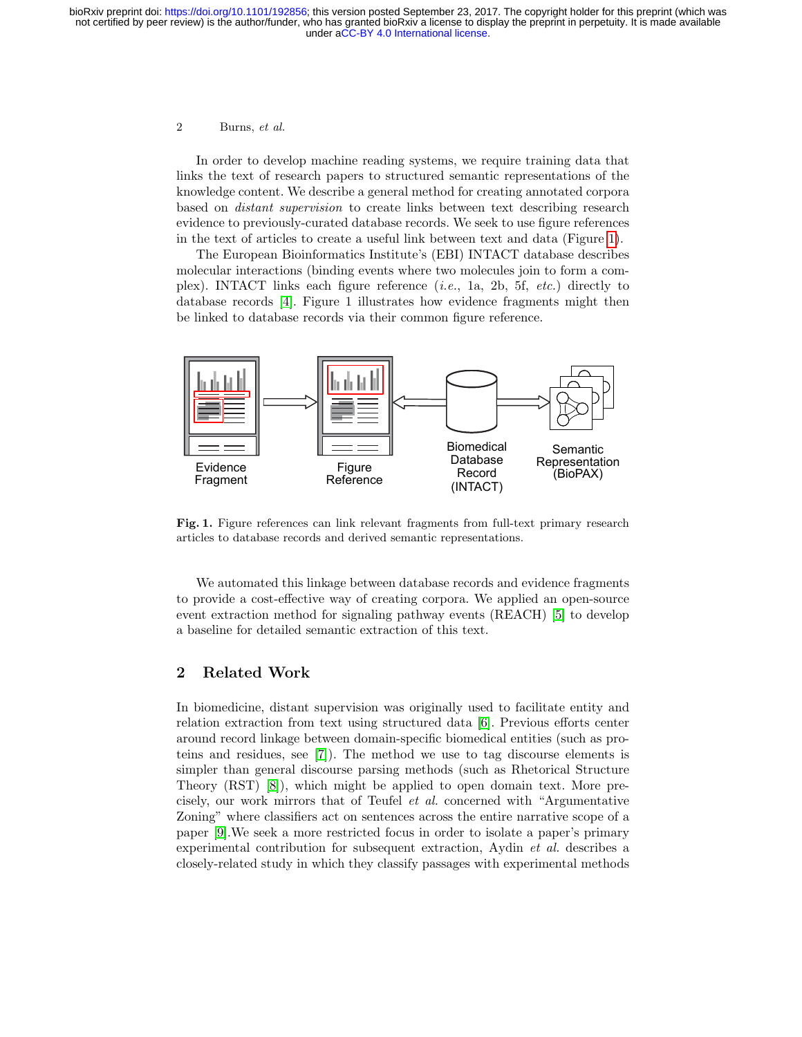In order to develop machine reading systems, we require training data that links the text of research papers to structured semantic representations of the knowledge content. We describe a general method for creating annotated corpora based on *distant supervision* to create links between text describing research evidence to previously-curated database records. We seek to use figure references in the text of articles to create a useful link between text and data (Figure 1).

The European Bioinformatics Institute's (EBI) INTACT database describes molecular interactions (binding events where two molecules join to form a complex). INTACT links each figure reference (*i.e.*, 1a, 2b, 5f, *etc.*) directly to database records [4]. Figure 1 illustrates how evidence fragments might then be linked to database records via their common figure reference.

**Fig. 1.** Figure references can link relevant fragments from full-text primary research articles to database records and derived semantic representations.

We automated this linkage between database records and evidence fragments to provide a cost-effective way of creating corpora. We applied an open-source event extraction method for signaling pathway events (REACH) [5] to develop a baseline for detailed semantic extraction of this text.

## 2 Related Work

In biomedicine, distant supervision was originally used to facilitate entity and relation extraction from text using structured data [6]. Previous efforts center around record linkage between domain-specific biomedical entities (such as proteins and residues, see [7]). The method we use to tag discourse elements is simpler than general discourse parsing methods (such as Rhetorical Structure Theory (RST) [8]), which might be applied to open domain text. More precisely, our work mirrors that of Teufel *et al.* concerned with "Argumentative Zoning" where classifiers act on sentences across the entire narrative scope of a paper [9].We seek a more restricted focus in order to isolate a paper's primary experimental contribution for subsequent extraction, Aydin *et al.* describes a closely-related study in which they classify passages with experimental methods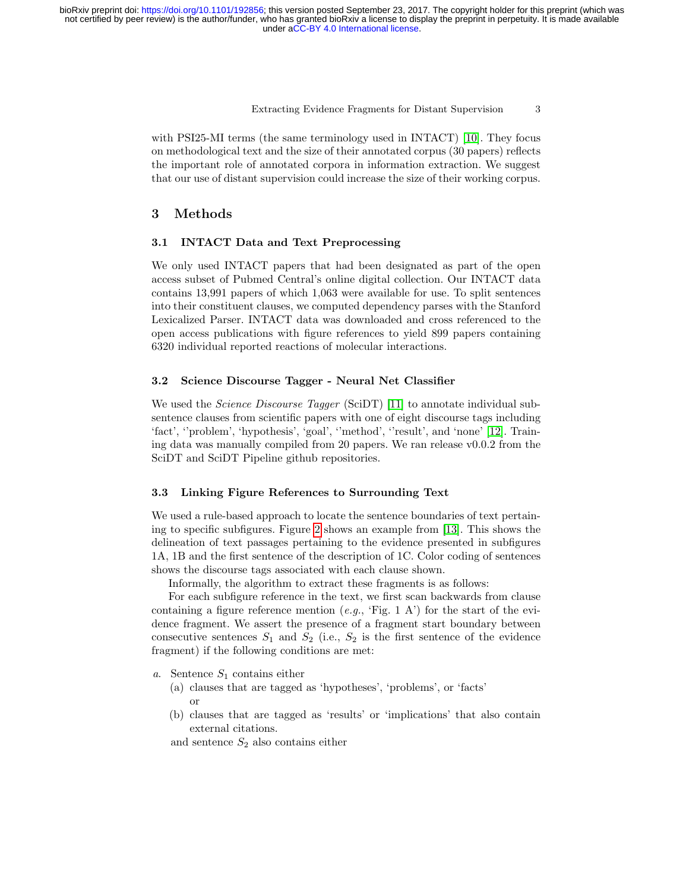with PSI25-MI terms (the same terminology used in INTACT) [10]. They focus on methodological text and the size of their annotated corpus (30 papers) reflects the important role of annotated corpora in information extraction. We suggest that our use of distant supervision could increase the size of their working corpus.

## 3 Methods

### 3.1 INTACT Data and Text Preprocessing

We only used INTACT papers that had been designated as part of the open access subset of Pubmed Central's online digital collection. Our INTACT data contains 13,991 papers of which 1,063 were available for use. To split sentences into their constituent clauses, we computed dependency parses with the Stanford Lexicalized Parser. INTACT data was downloaded and cross referenced to the open access publications with figure references to yield 899 papers containing 6320 individual reported reactions of molecular interactions.

### 3.2 Science Discourse Tagger - Neural Net Classifier

We used the *Science Discourse Tagger* (SciDT) [11] to annotate individual subsentence clauses from scientific papers with one of eight discourse tags including 'fact', ''problem', 'hypothesis', 'goal', ''method', ''result', and 'none' [12]. Training data was manually compiled from 20 papers. We ran release v0.0.2 from the SciDT and SciDT Pipeline github repositories.

### 3.3 Linking Figure References to Surrounding Text

We used a rule-based approach to locate the sentence boundaries of text pertaining to specific subfigures. Figure 2 shows an example from [13]. This shows the delineation of text passages pertaining to the evidence presented in subfigures 1A, 1B and the first sentence of the description of 1C. Color coding of sentences shows the discourse tags associated with each clause shown.

Informally, the algorithm to extract these fragments is as follows:

For each subfigure reference in the text, we first scan backwards from clause containing a figure reference mention (*e.g.*, 'Fig. 1 A') for the start of the evidence fragment. We assert the presence of a fragment start boundary between consecutive sentences $S_1$ and $S_2$ (i.e., $S_2$ is the first sentence of the evidence fragment) if the following conditions are met:

*a.* Sentence $S_1$ contains either
   (a) clauses that are tagged as 'hypotheses', 'problems', or 'facts'
   or
   (b) clauses that are tagged as 'results' or 'implications' that also contain external citations.

   and sentence $S_2$ also contains either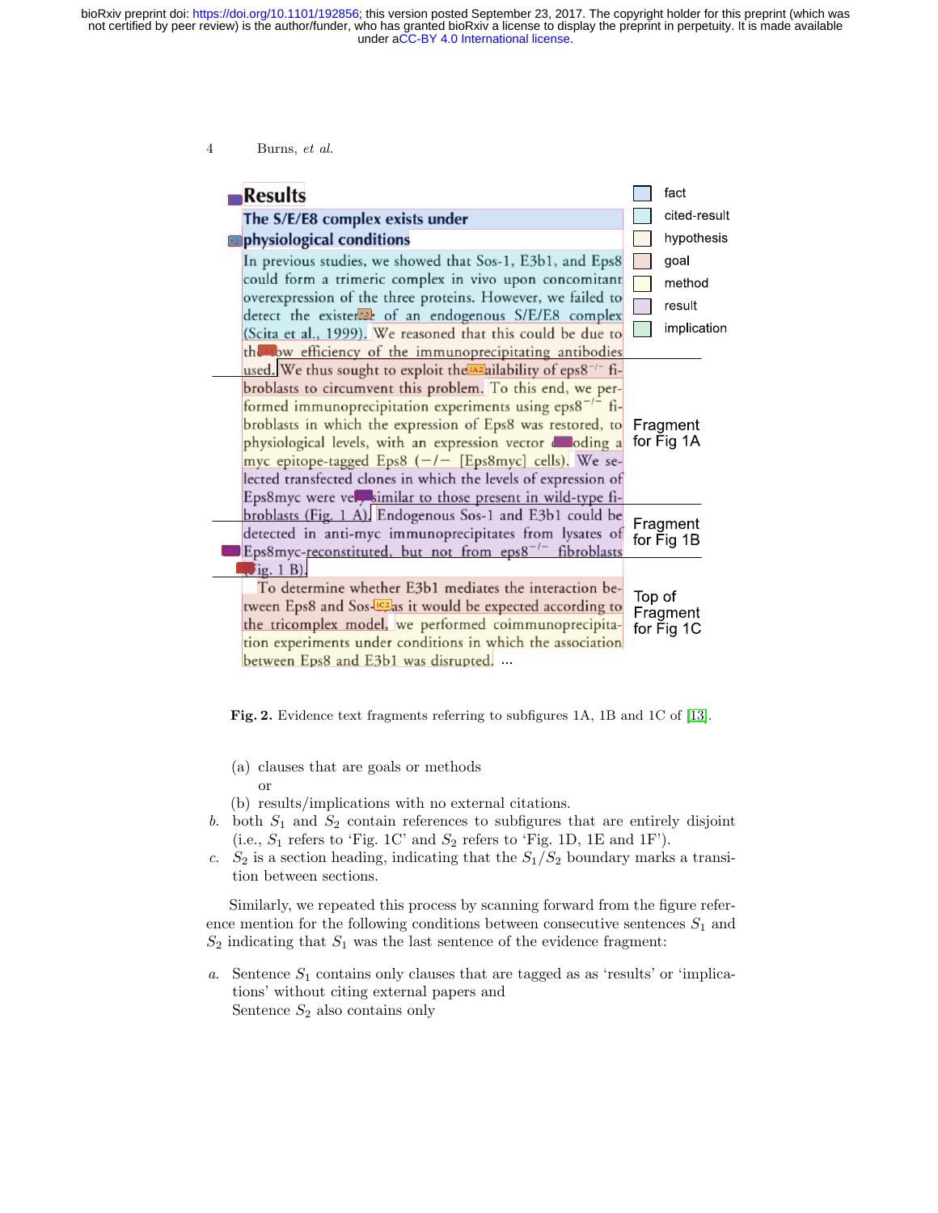**Results**

**The S/E/E8 complex exists under physiological conditions**

In previous studies, we showed that Sos-1, E3b1, and Eps8 could form a trimeric complex in vivo upon concomitant overexpression of the three proteins. However, we failed to detect the existence of an endogenous S/E/E8 complex (Scita et al., 1999). We reasoned that this could be due to the low efficiency of the immunoprecipitating antibodies used. We thus sought to exploit the availability of eps8$^{-/-}$ fibroblasts to circumvent this problem. To this end, we performed immunoprecipitation experiments using eps8$^{-/-}$ fibroblasts in which the expression of Eps8 was restored, to physiological levels, with an expression vector encoding a myc epitope-tagged Eps8 (−/− [Eps8myc] cells). We selected transfected clones in which the levels of expression of Eps8myc were very similar to those present in wild-type fibroblasts (Fig. 1 A). Endogenous Sos-1 and E3b1 could be detected in anti-myc immunoprecipitates from lysates of Eps8myc-reconstituted, but not from eps8$^{-/-}$ fibroblasts (Fig. 1 B).

To determine whether E3b1 mediates the interaction between Eps8 and Sos-1, as it would be expected according to the tricomplex model, we performed coimmunoprecipitation experiments under conditions in which the association between Eps8 and E3b1 was disrupted. ...

Legend: fact, cited-result, hypothesis, goal, method, result, implication

Fragment for Fig 1A

Fragment for Fig 1B

Top of Fragment for Fig 1C

**Fig. 2.** Evidence text fragments referring to subfigures 1A, 1B and 1C of [13].

(a) clauses that are goals or methods
or
(b) results/implications with no external citations.

*b.* both $S_1$ and $S_2$ contain references to subfigures that are entirely disjoint (i.e., $S_1$ refers to 'Fig. 1C' and $S_2$ refers to 'Fig. 1D, 1E and 1F').

*c.* $S_2$ is a section heading, indicating that the $S_1/S_2$ boundary marks a transition between sections.

Similarly, we repeated this process by scanning forward from the figure reference mention for the following conditions between consecutive sentences $S_1$ and $S_2$ indicating that $S_1$ was the last sentence of the evidence fragment:

*a.* Sentence $S_1$ contains only clauses that are tagged as as 'results' or 'implications' without citing external papers and
Sentence $S_2$ also contains only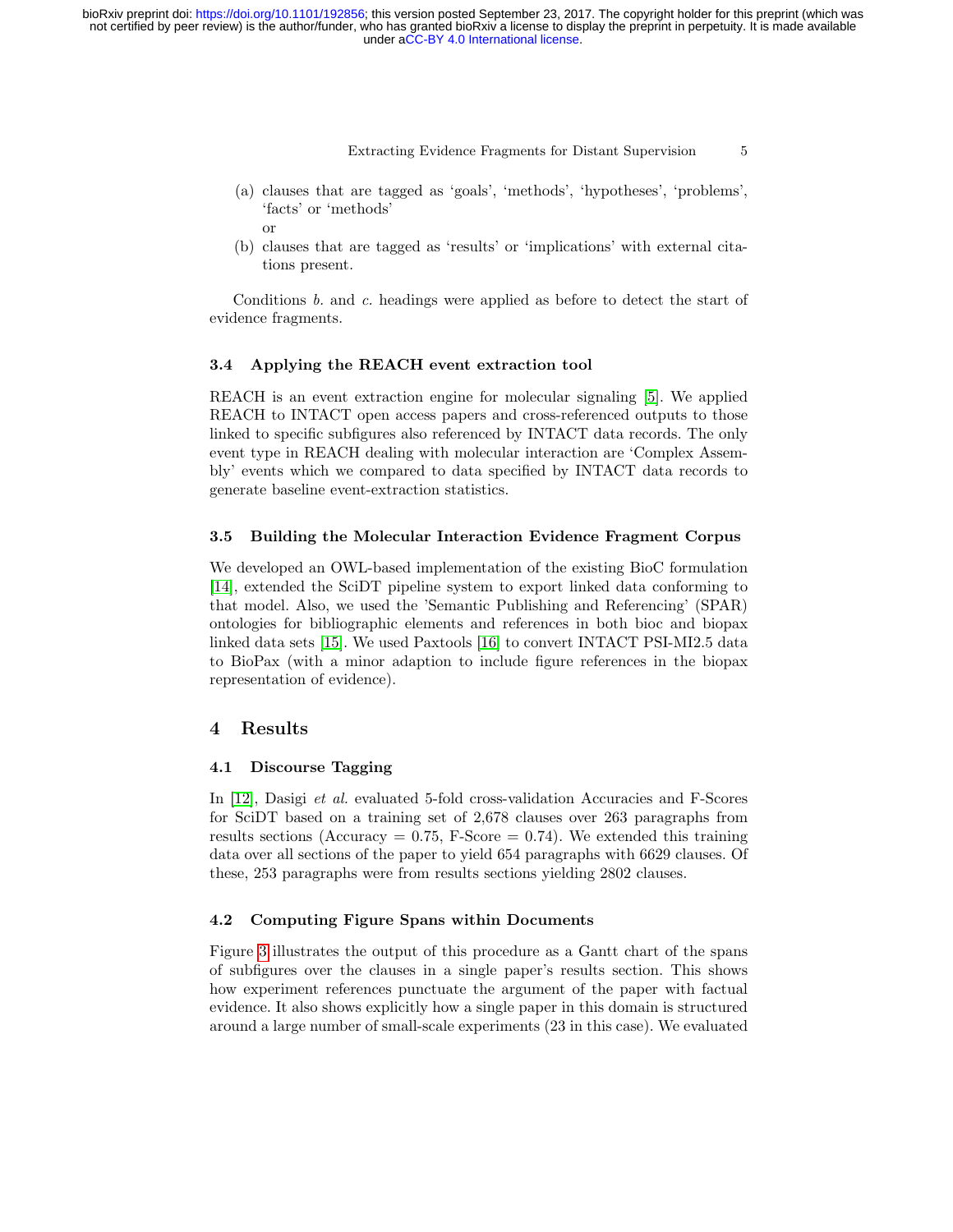(a) clauses that are tagged as 'goals', 'methods', 'hypotheses', 'problems', 'facts' or 'methods'
   or
(b) clauses that are tagged as 'results' or 'implications' with external citations present.

Conditions *b.* and *c.* headings were applied as before to detect the start of evidence fragments.

### 3.4 Applying the REACH event extraction tool

REACH is an event extraction engine for molecular signaling [5]. We applied REACH to INTACT open access papers and cross-referenced outputs to those linked to specific subfigures also referenced by INTACT data records. The only event type in REACH dealing with molecular interaction are 'Complex Assembly' events which we compared to data specified by INTACT data records to generate baseline event-extraction statistics.

### 3.5 Building the Molecular Interaction Evidence Fragment Corpus

We developed an OWL-based implementation of the existing BioC formulation [14], extended the SciDT pipeline system to export linked data conforming to that model. Also, we used the 'Semantic Publishing and Referencing' (SPAR) ontologies for bibliographic elements and references in both bioc and biopax linked data sets [15]. We used Paxtools [16] to convert INTACT PSI-MI2.5 data to BioPax (with a minor adaption to include figure references in the biopax representation of evidence).

## 4 Results

### 4.1 Discourse Tagging

In [12], Dasigi *et al.* evaluated 5-fold cross-validation Accuracies and F-Scores for SciDT based on a training set of 2,678 clauses over 263 paragraphs from results sections (Accuracy = 0.75, F-Score = 0.74). We extended this training data over all sections of the paper to yield 654 paragraphs with 6629 clauses. Of these, 253 paragraphs were from results sections yielding 2802 clauses.

### 4.2 Computing Figure Spans within Documents

Figure 3 illustrates the output of this procedure as a Gantt chart of the spans of subfigures over the clauses in a single paper's results section. This shows how experiment references punctuate the argument of the paper with factual evidence. It also shows explicitly how a single paper in this domain is structured around a large number of small-scale experiments (23 in this case). We evaluated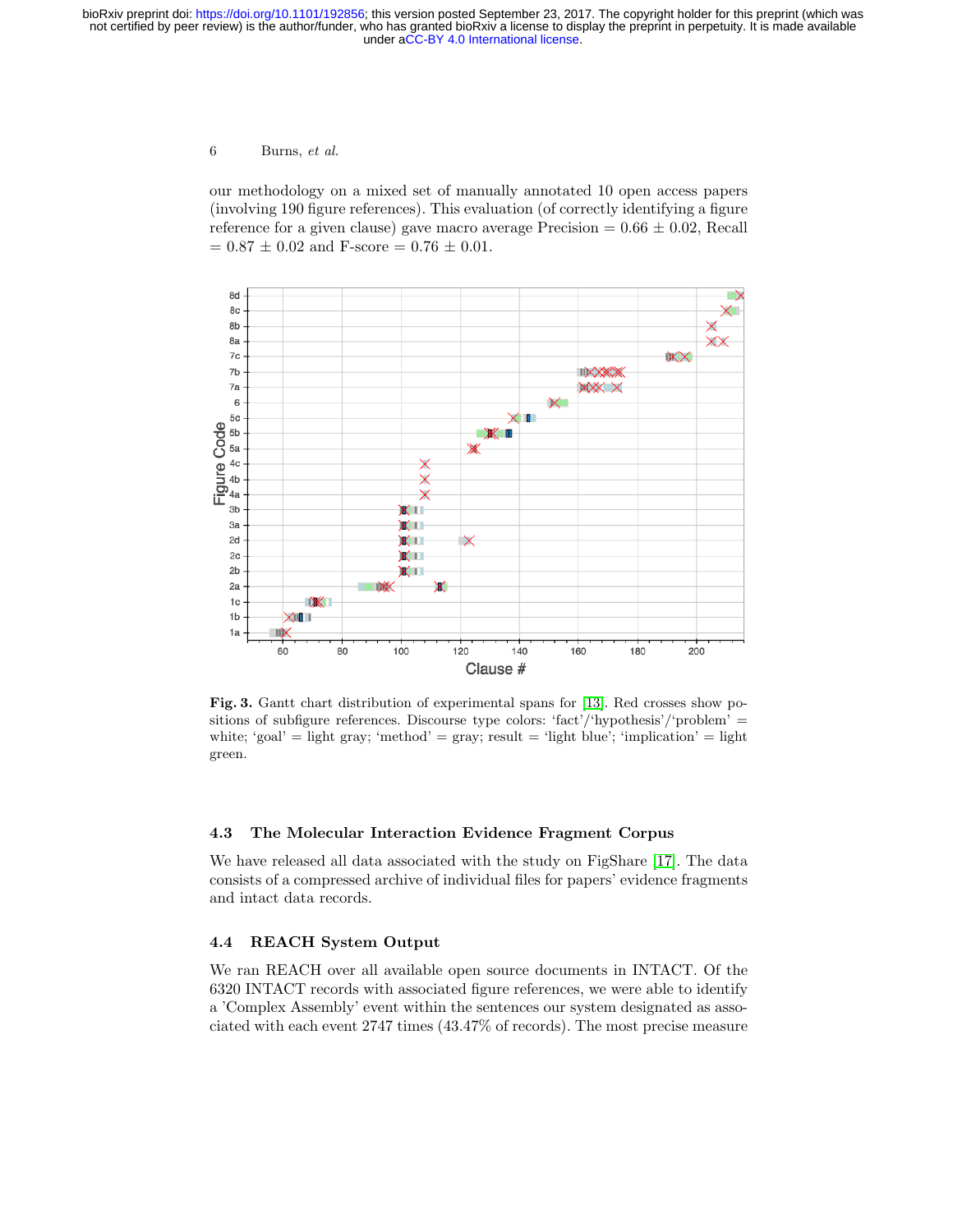our methodology on a mixed set of manually annotated 10 open access papers (involving 190 figure references). This evaluation (of correctly identifying a figure reference for a given clause) gave macro average Precision = $0.66 \pm 0.02$, Recall = $0.87 \pm 0.02$ and F-score = $0.76 \pm 0.01$.

**Fig. 3.** Gantt chart distribution of experimental spans for [13]. Red crosses show positions of subfigure references. Discourse type colors: 'fact'/'hypothesis'/'problem' = white; 'goal' = light gray; 'method' = gray; result = 'light blue'; 'implication' = light green.

### 4.3 The Molecular Interaction Evidence Fragment Corpus

We have released all data associated with the study on FigShare [17]. The data consists of a compressed archive of individual files for papers' evidence fragments and intact data records.

### 4.4 REACH System Output

We ran REACH over all available open source documents in INTACT. Of the 6320 INTACT records with associated figure references, we were able to identify a 'Complex Assembly' event within the sentences our system designated as associated with each event 2747 times (43.47% of records). The most precise measure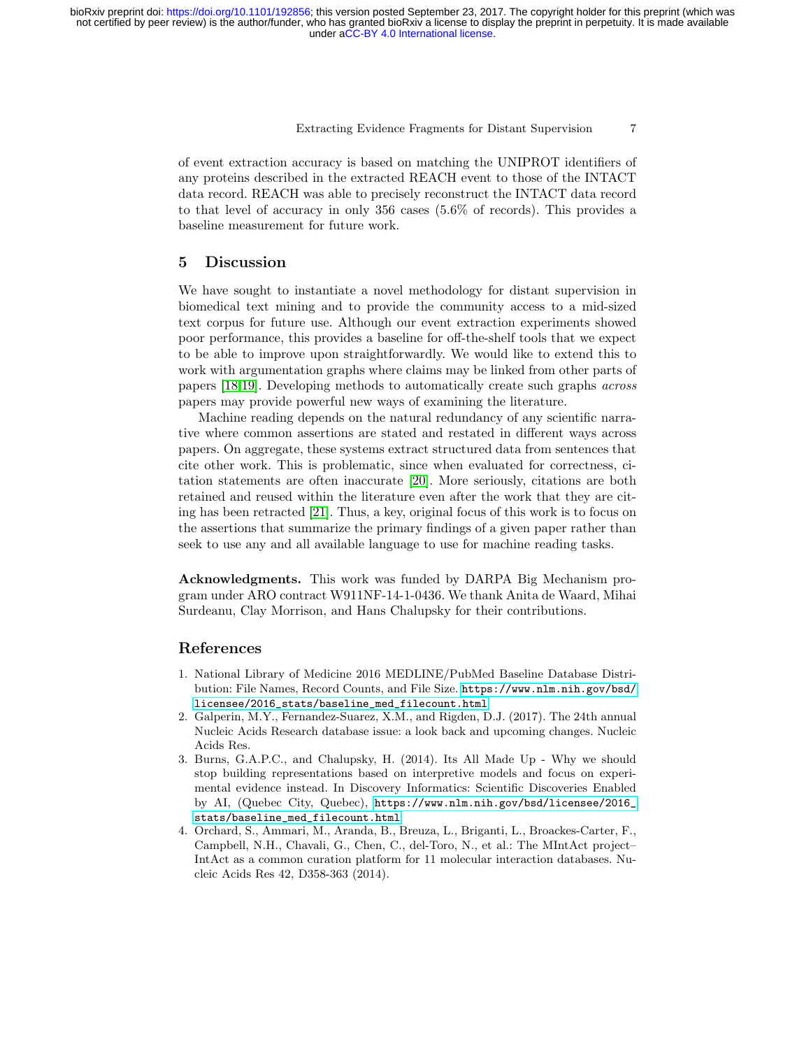of event extraction accuracy is based on matching the UNIPROT identifiers of any proteins described in the extracted REACH event to those of the INTACT data record. REACH was able to precisely reconstruct the INTACT data record to that level of accuracy in only 356 cases (5.6% of records). This provides a baseline measurement for future work.

## 5 Discussion

We have sought to instantiate a novel methodology for distant supervision in biomedical text mining and to provide the community access to a mid-sized text corpus for future use. Although our event extraction experiments showed poor performance, this provides a baseline for off-the-shelf tools that we expect to be able to improve upon straightforwardly. We would like to extend this to work with argumentation graphs where claims may be linked from other parts of papers [18,19]. Developing methods to automatically create such graphs *across* papers may provide powerful new ways of examining the literature.

Machine reading depends on the natural redundancy of any scientific narrative where common assertions are stated and restated in different ways across papers. On aggregate, these systems extract structured data from sentences that cite other work. This is problematic, since when evaluated for correctness, citation statements are often inaccurate [20]. More seriously, citations are both retained and reused within the literature even after the work that they are citing has been retracted [21]. Thus, a key, original focus of this work is to focus on the assertions that summarize the primary findings of a given paper rather than seek to use any and all available language to use for machine reading tasks.

**Acknowledgments.** This work was funded by DARPA Big Mechanism program under ARO contract W911NF-14-1-0436. We thank Anita de Waard, Mihai Surdeanu, Clay Morrison, and Hans Chalupsky for their contributions.

## References

1. National Library of Medicine 2016 MEDLINE/PubMed Baseline Database Distribution: File Names, Record Counts, and File Size. https://www.nlm.nih.gov/bsd/licensee/2016_stats/baseline_med_filecount.html
2. Galperin, M.Y., Fernandez-Suarez, X.M., and Rigden, D.J. (2017). The 24th annual Nucleic Acids Research database issue: a look back and upcoming changes. Nucleic Acids Res.
3. Burns, G.A.P.C., and Chalupsky, H. (2014). Its All Made Up - Why we should stop building representations based on interpretive models and focus on experimental evidence instead. In Discovery Informatics: Scientific Discoveries Enabled by AI, (Quebec City, Quebec), https://www.nlm.nih.gov/bsd/licensee/2016_stats/baseline_med_filecount.html
4. Orchard, S., Ammari, M., Aranda, B., Breuza, L., Briganti, L., Broackes-Carter, F., Campbell, N.H., Chavali, G., Chen, C., del-Toro, N., et al.: The MIntAct project–IntAct as a common curation platform for 11 molecular interaction databases. Nucleic Acids Res 42, D358-363 (2014).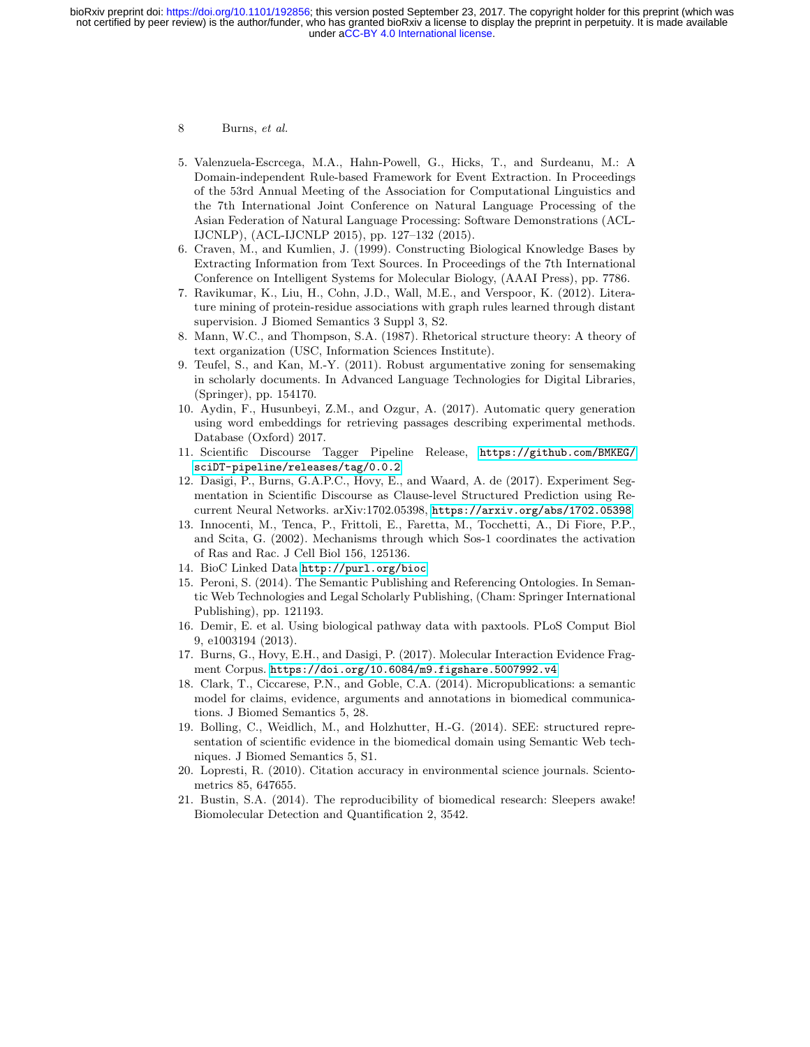5. Valenzuela-Escrcega, M.A., Hahn-Powell, G., Hicks, T., and Surdeanu, M.: A Domain-independent Rule-based Framework for Event Extraction. In Proceedings of the 53rd Annual Meeting of the Association for Computational Linguistics and the 7th International Joint Conference on Natural Language Processing of the Asian Federation of Natural Language Processing: Software Demonstrations (ACL-IJCNLP), (ACL-IJCNLP 2015), pp. 127–132 (2015).
6. Craven, M., and Kumlien, J. (1999). Constructing Biological Knowledge Bases by Extracting Information from Text Sources. In Proceedings of the 7th International Conference on Intelligent Systems for Molecular Biology, (AAAI Press), pp. 7786.
7. Ravikumar, K., Liu, H., Cohn, J.D., Wall, M.E., and Verspoor, K. (2012). Literature mining of protein-residue associations with graph rules learned through distant supervision. J Biomed Semantics 3 Suppl 3, S2.
8. Mann, W.C., and Thompson, S.A. (1987). Rhetorical structure theory: A theory of text organization (USC, Information Sciences Institute).
9. Teufel, S., and Kan, M.-Y. (2011). Robust argumentative zoning for sensemaking in scholarly documents. In Advanced Language Technologies for Digital Libraries, (Springer), pp. 154170.
10. Aydin, F., Husunbeyi, Z.M., and Ozgur, A. (2017). Automatic query generation using word embeddings for retrieving passages describing experimental methods. Database (Oxford) 2017.
11. Scientific Discourse Tagger Pipeline Release, https://github.com/BMKEG/sciDT-pipeline/releases/tag/0.0.2
12. Dasigi, P., Burns, G.A.P.C., Hovy, E., and Waard, A. de (2017). Experiment Segmentation in Scientific Discourse as Clause-level Structured Prediction using Recurrent Neural Networks. arXiv:1702.05398, https://arxiv.org/abs/1702.05398
13. Innocenti, M., Tenca, P., Frittoli, E., Faretta, M., Tocchetti, A., Di Fiore, P.P., and Scita, G. (2002). Mechanisms through which Sos-1 coordinates the activation of Ras and Rac. J Cell Biol 156, 125136.
14. BioC Linked Data http://purl.org/bioc
15. Peroni, S. (2014). The Semantic Publishing and Referencing Ontologies. In Semantic Web Technologies and Legal Scholarly Publishing, (Cham: Springer International Publishing), pp. 121193.
16. Demir, E. et al. Using biological pathway data with paxtools. PLoS Comput Biol 9, e1003194 (2013).
17. Burns, G., Hovy, E.H., and Dasigi, P. (2017). Molecular Interaction Evidence Fragment Corpus. https://doi.org/10.6084/m9.figshare.5007992.v4
18. Clark, T., Ciccarese, P.N., and Goble, C.A. (2014). Micropublications: a semantic model for claims, evidence, arguments and annotations in biomedical communications. J Biomed Semantics 5, 28.
19. Bolling, C., Weidlich, M., and Holzhutter, H.-G. (2014). SEE: structured representation of scientific evidence in the biomedical domain using Semantic Web techniques. J Biomed Semantics 5, S1.
20. Lopresti, R. (2010). Citation accuracy in environmental science journals. Scientometrics 85, 647655.
21. Bustin, S.A. (2014). The reproducibility of biomedical research: Sleepers awake! Biomolecular Detection and Quantification 2, 3542.